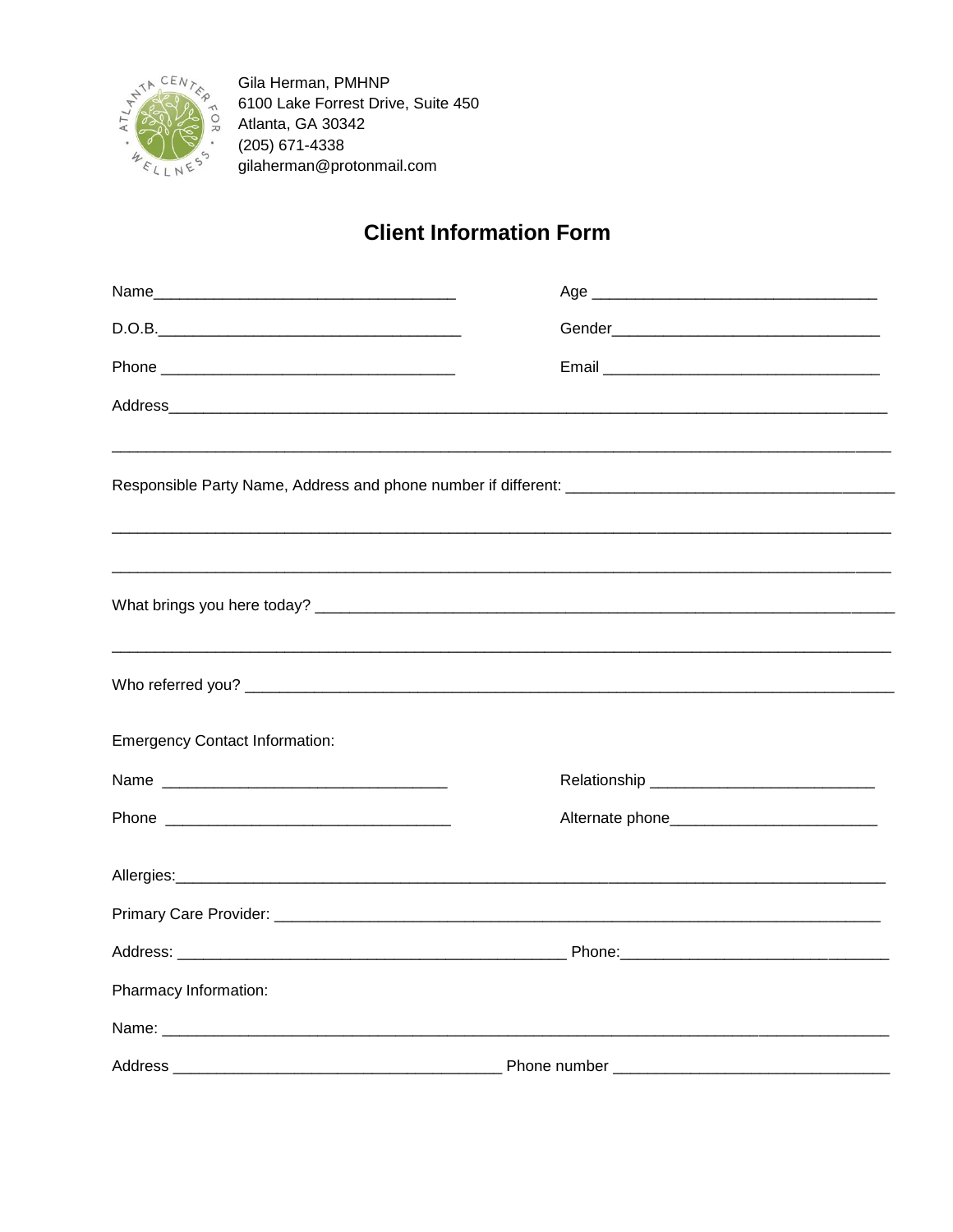Gila Herman, PMHNP
6100 Lake Forrest Drive, Suite 450
Atlanta, GA 30342
(205) 671-4338
gilaherman@protonmail.com

# Client Information Form

Name___________________________________ Age _________________________________

D.O.B.__________________________________ Gender_______________________________

Phone __________________________________ Email ________________________________

Address_________________________________________________________________________

________________________________________________________________________________

Responsible Party Name, Address and phone number if different: _____________________________________

________________________________________________________________________________

________________________________________________________________________________

What brings you here today? _______________________________________________________

________________________________________________________________________________

Who referred you? _____________________________________________________________

Emergency Contact Information:

Name _________________________________ Relationship __________________________

Phone _________________________________ Alternate phone________________________

Allergies:_______________________________________________________________________

Primary Care Provider: ___________________________________________________________

Address: _______________________________________________ Phone:____________________________

Pharmacy Information:

Name: _________________________________________________________________________

Address ______________________________________ Phone number ________________________________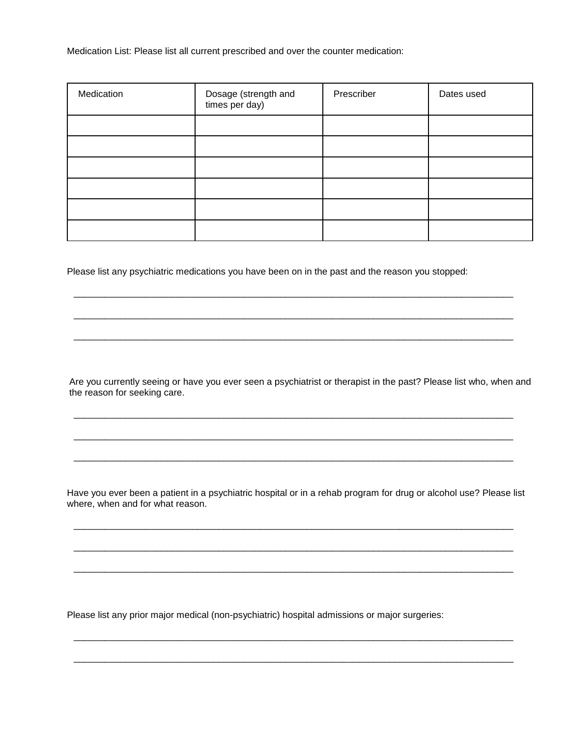Medication List: Please list all current prescribed and over the counter medication:

| Medication | Dosage (strength and times per day) | Prescriber | Dates used |
|---|---|---|---|
| | | | |
| | | | |
| | | | |
| | | | |
| | | | |
| | | | |

Please list any psychiatric medications you have been on in the past and the reason you stopped:

______________________________________________________________________________

______________________________________________________________________________

______________________________________________________________________________

Are you currently seeing or have you ever seen a psychiatrist or therapist in the past? Please list who, when and the reason for seeking care.

______________________________________________________________________________

______________________________________________________________________________

______________________________________________________________________________

Have you ever been a patient in a psychiatric hospital or in a rehab program for drug or alcohol use? Please list where, when and for what reason.

______________________________________________________________________________

______________________________________________________________________________

______________________________________________________________________________

Please list any prior major medical (non-psychiatric) hospital admissions or major surgeries:

______________________________________________________________________________

______________________________________________________________________________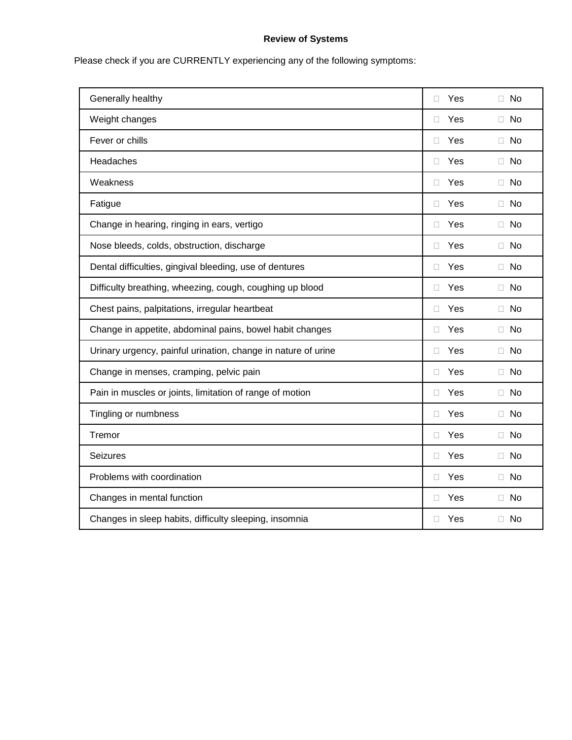**Review of Systems**

Please check if you are CURRENTLY experiencing any of the following symptoms:

| Symptom | Yes | No |
|---|---|---|
| Generally healthy | ☐ Yes | ☐ No |
| Weight changes | ☐ Yes | ☐ No |
| Fever or chills | ☐ Yes | ☐ No |
| Headaches | ☐ Yes | ☐ No |
| Weakness | ☐ Yes | ☐ No |
| Fatigue | ☐ Yes | ☐ No |
| Change in hearing, ringing in ears, vertigo | ☐ Yes | ☐ No |
| Nose bleeds, colds, obstruction, discharge | ☐ Yes | ☐ No |
| Dental difficulties, gingival bleeding, use of dentures | ☐ Yes | ☐ No |
| Difficulty breathing, wheezing, cough, coughing up blood | ☐ Yes | ☐ No |
| Chest pains, palpitations, irregular heartbeat | ☐ Yes | ☐ No |
| Change in appetite, abdominal pains, bowel habit changes | ☐ Yes | ☐ No |
| Urinary urgency, painful urination, change in nature of urine | ☐ Yes | ☐ No |
| Change in menses, cramping, pelvic pain | ☐ Yes | ☐ No |
| Pain in muscles or joints, limitation of range of motion | ☐ Yes | ☐ No |
| Tingling or numbness | ☐ Yes | ☐ No |
| Tremor | ☐ Yes | ☐ No |
| Seizures | ☐ Yes | ☐ No |
| Problems with coordination | ☐ Yes | ☐ No |
| Changes in mental function | ☐ Yes | ☐ No |
| Changes in sleep habits, difficulty sleeping, insomnia | ☐ Yes | ☐ No |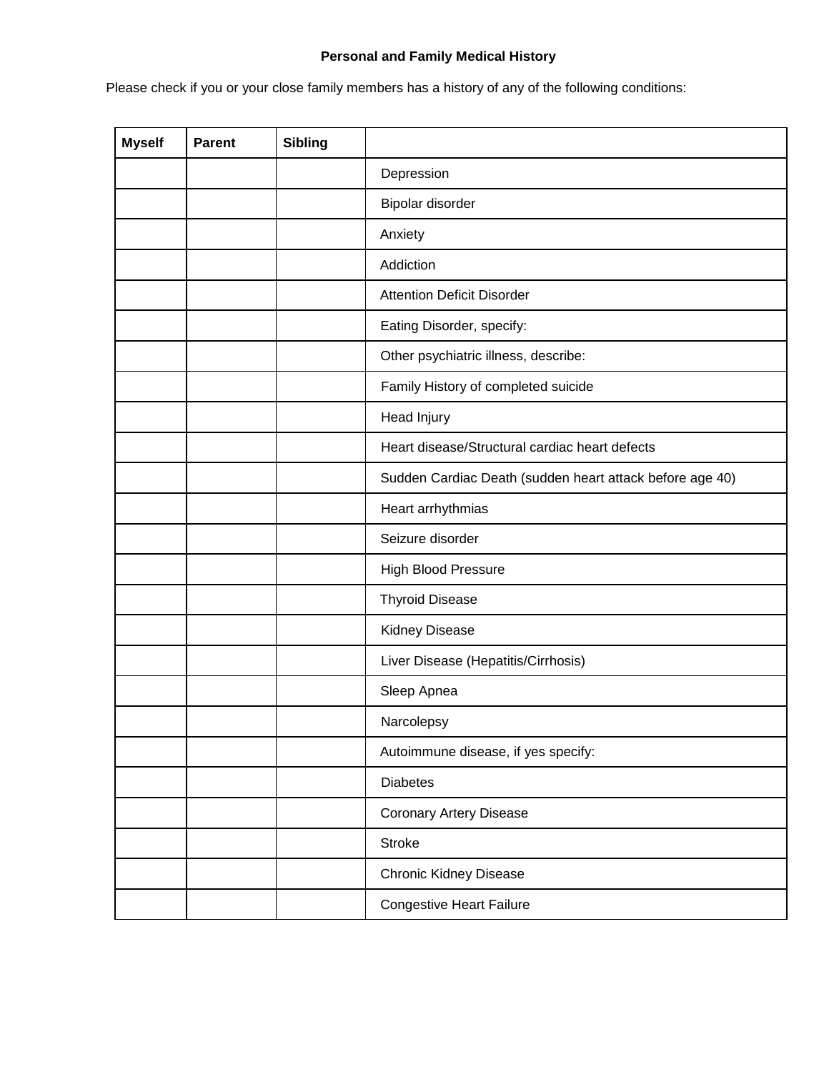**Personal and Family Medical History**

Please check if you or your close family members has a history of any of the following conditions:

| Myself | Parent | Sibling | |
|---|---|---|---|
| | | | Depression |
| | | | Bipolar disorder |
| | | | Anxiety |
| | | | Addiction |
| | | | Attention Deficit Disorder |
| | | | Eating Disorder, specify: |
| | | | Other psychiatric illness, describe: |
| | | | Family History of completed suicide |
| | | | Head Injury |
| | | | Heart disease/Structural cardiac heart defects |
| | | | Sudden Cardiac Death (sudden heart attack before age 40) |
| | | | Heart arrhythmias |
| | | | Seizure disorder |
| | | | High Blood Pressure |
| | | | Thyroid Disease |
| | | | Kidney Disease |
| | | | Liver Disease (Hepatitis/Cirrhosis) |
| | | | Sleep Apnea |
| | | | Narcolepsy |
| | | | Autoimmune disease, if yes specify: |
| | | | Diabetes |
| | | | Coronary Artery Disease |
| | | | Stroke |
| | | | Chronic Kidney Disease |
| | | | Congestive Heart Failure |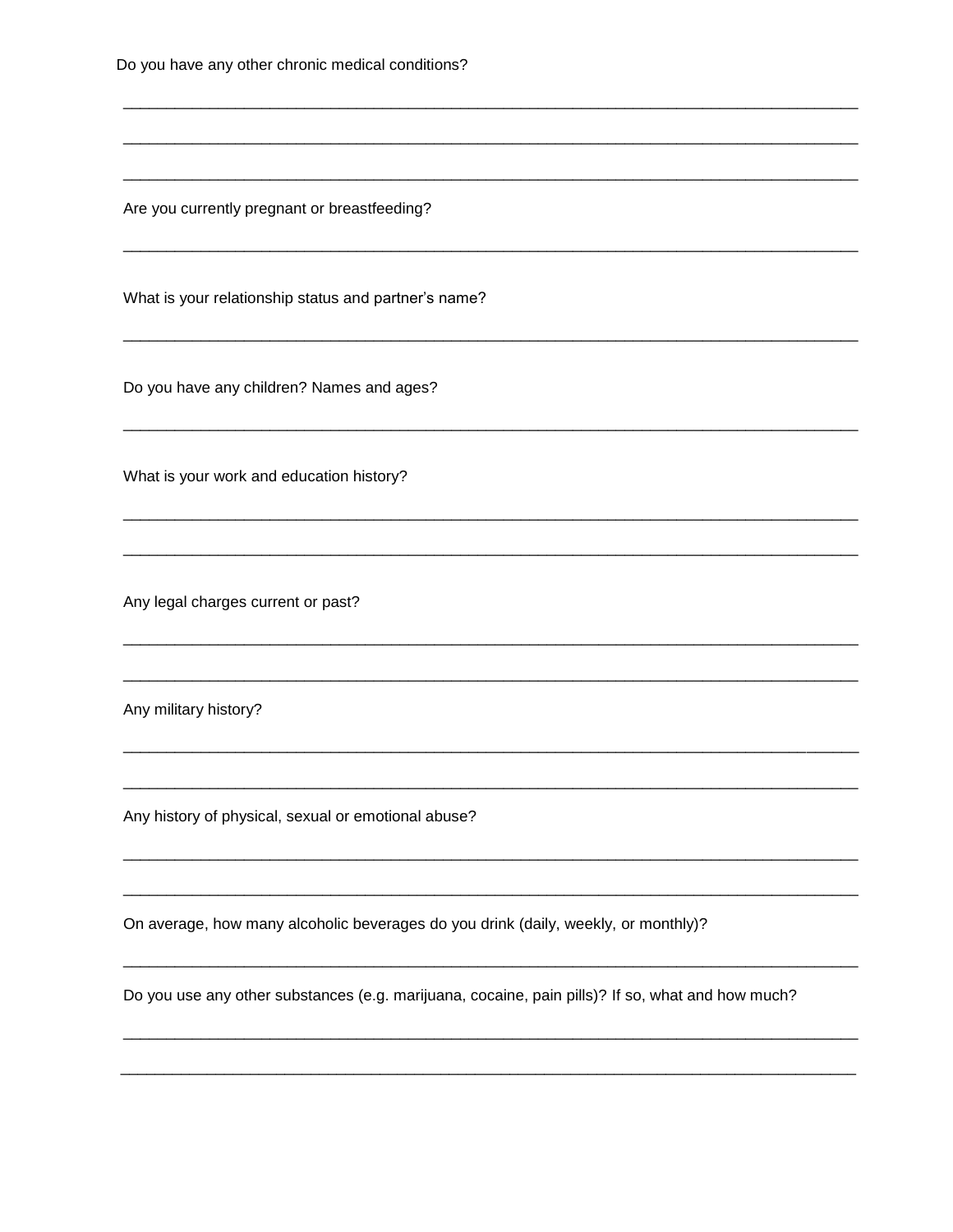Do you have any other chronic medical conditions?

________________________________________________________________________________

________________________________________________________________________________

________________________________________________________________________________

Are you currently pregnant or breastfeeding?

________________________________________________________________________________

What is your relationship status and partner's name?

________________________________________________________________________________

Do you have any children? Names and ages?

________________________________________________________________________________

What is your work and education history?

________________________________________________________________________________

________________________________________________________________________________

Any legal charges current or past?

________________________________________________________________________________

________________________________________________________________________________

Any military history?

________________________________________________________________________________

________________________________________________________________________________

Any history of physical, sexual or emotional abuse?

________________________________________________________________________________

________________________________________________________________________________

On average, how many alcoholic beverages do you drink (daily, weekly, or monthly)?

________________________________________________________________________________

Do you use any other substances (e.g. marijuana, cocaine, pain pills)? If so, what and how much?

________________________________________________________________________________

________________________________________________________________________________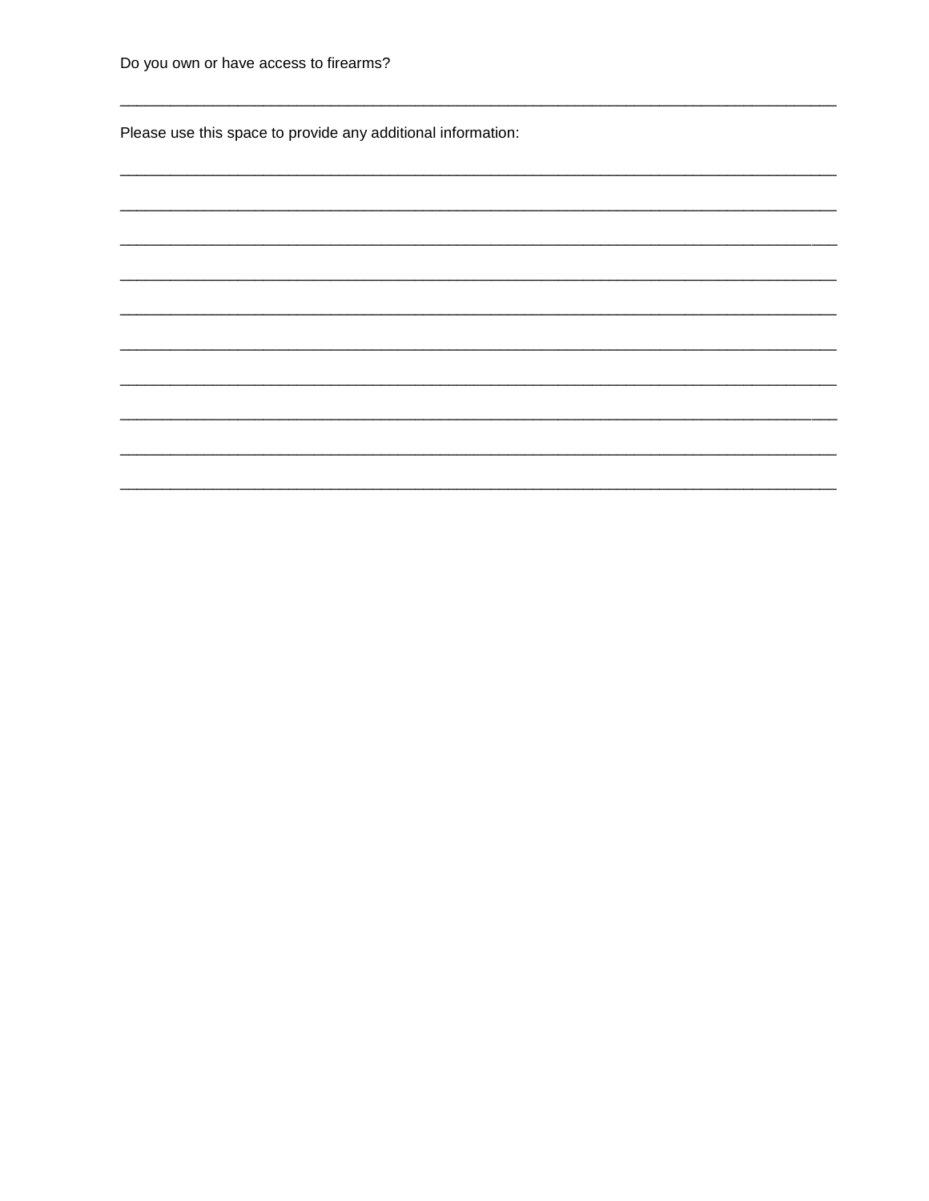Do you own or have access to firearms?

________________________________________________________________________________

Please use this space to provide any additional information:

________________________________________________________________________________

________________________________________________________________________________

________________________________________________________________________________

________________________________________________________________________________

________________________________________________________________________________

________________________________________________________________________________

________________________________________________________________________________

________________________________________________________________________________

________________________________________________________________________________

________________________________________________________________________________